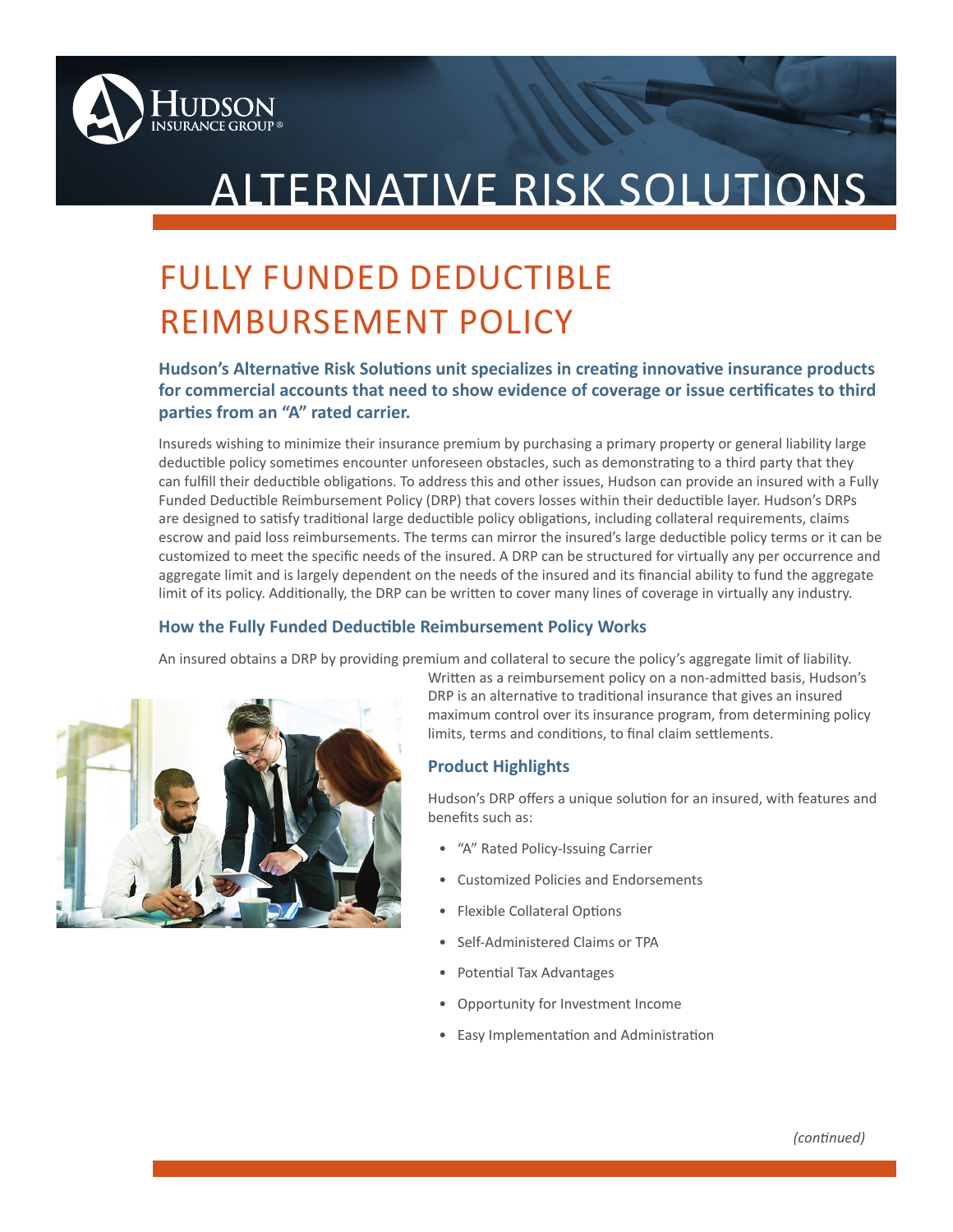# ALTERNATIVE RISK SOLUTIONS

## FULLY FUNDED DEDUCTIBLE REIMBURSEMENT POLICY

**Hudson's Alternative Risk Solutions unit specializes in creating innovative insurance products for commercial accounts that need to show evidence of coverage or issue certificates to third parties from an "A" rated carrier.**

Insureds wishing to minimize their insurance premium by purchasing a primary property or general liability large deductible policy sometimes encounter unforeseen obstacles, such as demonstrating to a third party that they can fulfill their deductible obligations. To address this and other issues, Hudson can provide an insured with a Fully Funded Deductible Reimbursement Policy (DRP) that covers losses within their deductible layer. Hudson's DRPs are designed to satisfy traditional large deductible policy obligations, including collateral requirements, claims escrow and paid loss reimbursements. The terms can mirror the insured's large deductible policy terms or it can be customized to meet the specific needs of the insured. A DRP can be structured for virtually any per occurrence and aggregate limit and is largely dependent on the needs of the insured and its financial ability to fund the aggregate limit of its policy. Additionally, the DRP can be written to cover many lines of coverage in virtually any industry.

### How the Fully Funded Deductible Reimbursement Policy Works

An insured obtains a DRP by providing premium and collateral to secure the policy's aggregate limit of liability. Written as a reimbursement policy on a non-admitted basis, Hudson's DRP is an alternative to traditional insurance that gives an insured maximum control over its insurance program, from determining policy limits, terms and conditions, to final claim settlements.

### Product Highlights

Hudson's DRP offers a unique solution for an insured, with features and benefits such as:

- "A" Rated Policy-Issuing Carrier
- Customized Policies and Endorsements
- Flexible Collateral Options
- Self-Administered Claims or TPA
- Potential Tax Advantages
- Opportunity for Investment Income
- Easy Implementation and Administration

*(continued)*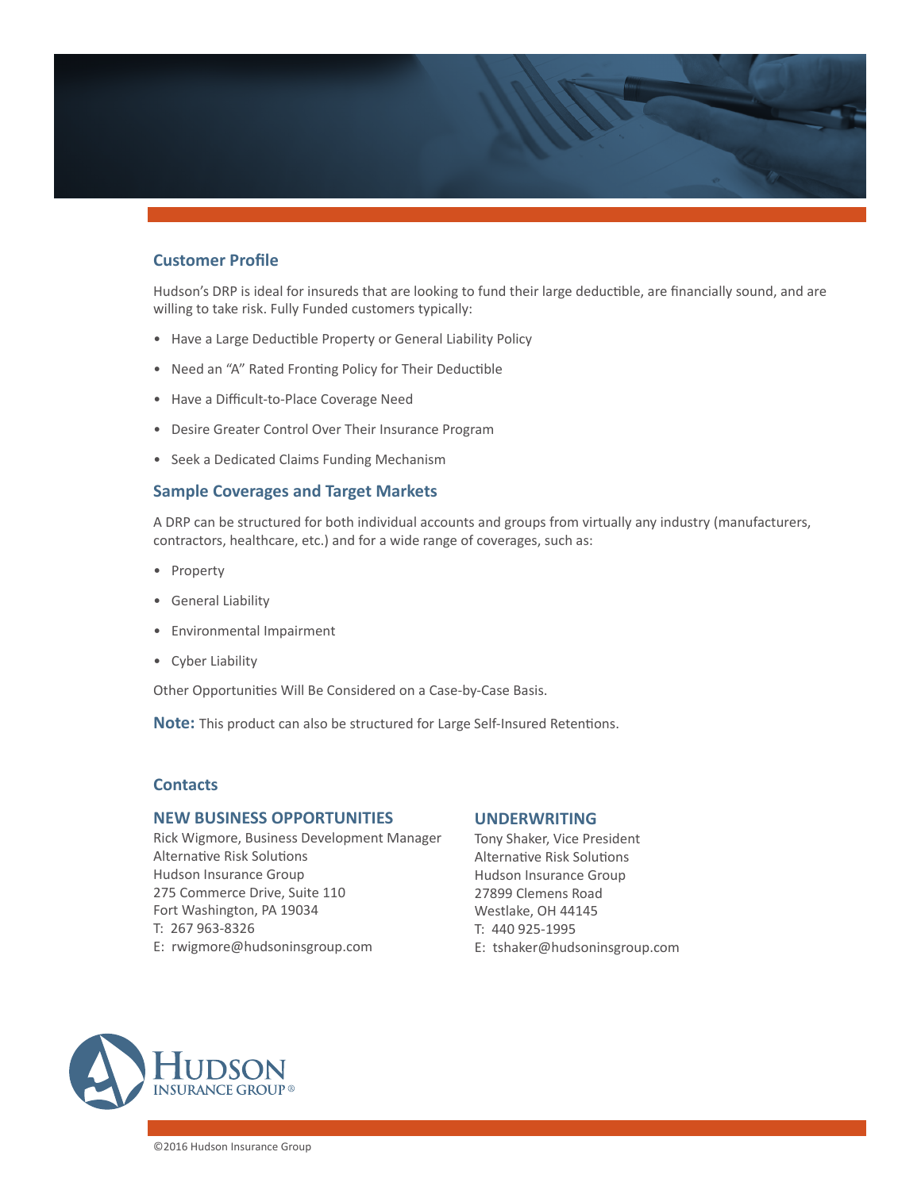## Customer Profile

Hudson's DRP is ideal for insureds that are looking to fund their large deductible, are financially sound, and are willing to take risk. Fully Funded customers typically:

- Have a Large Deductible Property or General Liability Policy
- Need an "A" Rated Fronting Policy for Their Deductible
- Have a Difficult-to-Place Coverage Need
- Desire Greater Control Over Their Insurance Program
- Seek a Dedicated Claims Funding Mechanism

## Sample Coverages and Target Markets

A DRP can be structured for both individual accounts and groups from virtually any industry (manufacturers, contractors, healthcare, etc.) and for a wide range of coverages, such as:

- Property
- General Liability
- Environmental Impairment
- Cyber Liability

Other Opportunities Will Be Considered on a Case-by-Case Basis.

**Note:** This product can also be structured for Large Self-Insured Retentions.

## Contacts

### NEW BUSINESS OPPORTUNITIES

Rick Wigmore, Business Development Manager
Alternative Risk Solutions
Hudson Insurance Group
275 Commerce Drive, Suite 110
Fort Washington, PA 19034
T: 267 963-8326
E: rwigmore@hudsoninsgroup.com

### UNDERWRITING

Tony Shaker, Vice President
Alternative Risk Solutions
Hudson Insurance Group
27899 Clemens Road
Westlake, OH 44145
T: 440 925-1995
E: tshaker@hudsoninsgroup.com

HUDSON INSURANCE GROUP®

©2016 Hudson Insurance Group